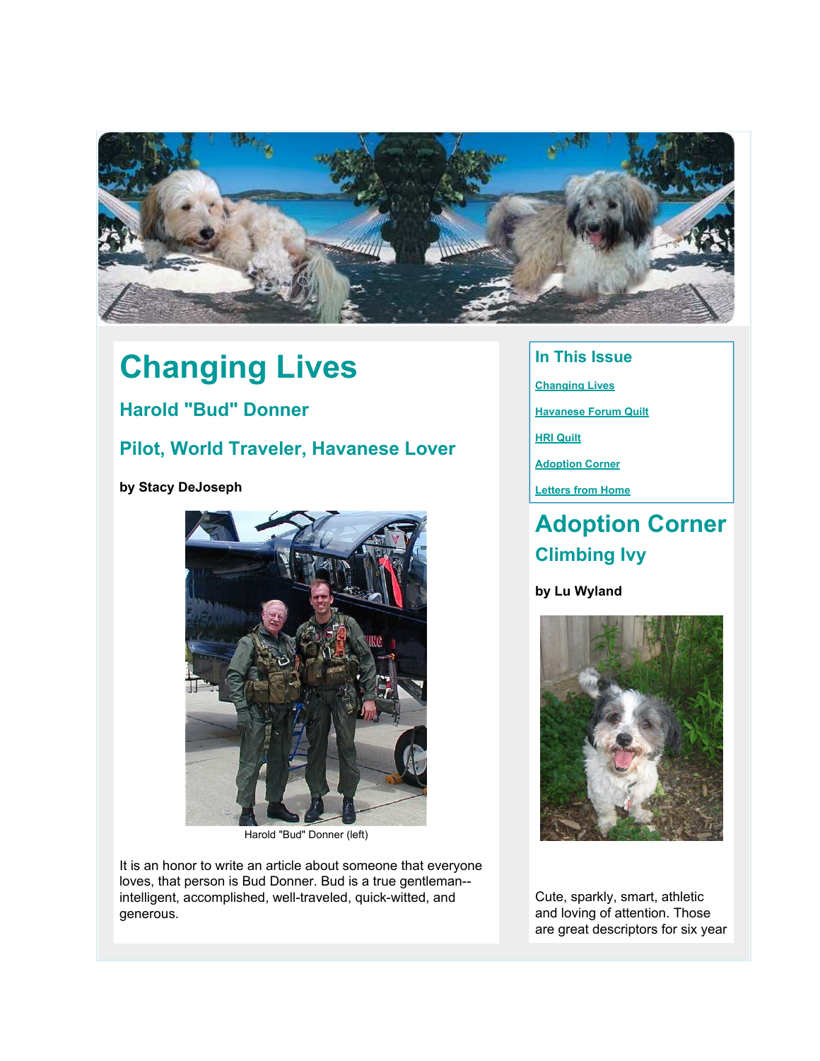# Changing Lives

## Harold "Bud" Donner

## Pilot, World Traveler, Havanese Lover

**by Stacy DeJoseph**

Harold "Bud" Donner (left)

It is an honor to write an article about someone that everyone loves, that person is Bud Donner. Bud is a true gentleman--intelligent, accomplished, well-traveled, quick-witted, and generous.

## In This Issue

- Changing Lives
- Havanese Forum Quilt
- HRI Quilt
- Adoption Corner
- Letters from Home

# Adoption Corner

## Climbing Ivy

**by Lu Wyland**

Cute, sparkly, smart, athletic and loving of attention. Those are great descriptors for six year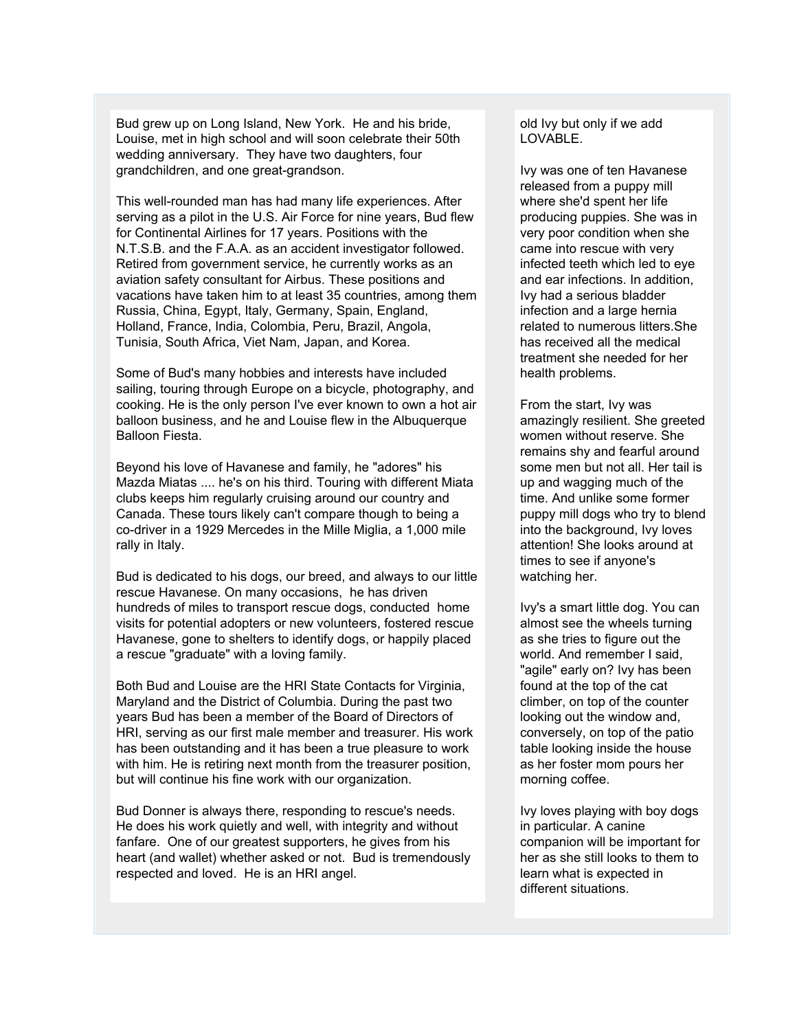Bud grew up on Long Island, New York. He and his bride, Louise, met in high school and will soon celebrate their 50th wedding anniversary. They have two daughters, four grandchildren, and one great-grandson.

This well-rounded man has had many life experiences. After serving as a pilot in the U.S. Air Force for nine years, Bud flew for Continental Airlines for 17 years. Positions with the N.T.S.B. and the F.A.A. as an accident investigator followed. Retired from government service, he currently works as an aviation safety consultant for Airbus. These positions and vacations have taken him to at least 35 countries, among them Russia, China, Egypt, Italy, Germany, Spain, England, Holland, France, India, Colombia, Peru, Brazil, Angola, Tunisia, South Africa, Viet Nam, Japan, and Korea.

Some of Bud's many hobbies and interests have included sailing, touring through Europe on a bicycle, photography, and cooking. He is the only person I've ever known to own a hot air balloon business, and he and Louise flew in the Albuquerque Balloon Fiesta.

Beyond his love of Havanese and family, he "adores" his Mazda Miatas .... he's on his third. Touring with different Miata clubs keeps him regularly cruising around our country and Canada. These tours likely can't compare though to being a co-driver in a 1929 Mercedes in the Mille Miglia, a 1,000 mile rally in Italy.

Bud is dedicated to his dogs, our breed, and always to our little rescue Havanese. On many occasions, he has driven hundreds of miles to transport rescue dogs, conducted home visits for potential adopters or new volunteers, fostered rescue Havanese, gone to shelters to identify dogs, or happily placed a rescue "graduate" with a loving family.

Both Bud and Louise are the HRI State Contacts for Virginia, Maryland and the District of Columbia. During the past two years Bud has been a member of the Board of Directors of HRI, serving as our first male member and treasurer. His work has been outstanding and it has been a true pleasure to work with him. He is retiring next month from the treasurer position, but will continue his fine work with our organization.

Bud Donner is always there, responding to rescue's needs. He does his work quietly and well, with integrity and without fanfare. One of our greatest supporters, he gives from his heart (and wallet) whether asked or not. Bud is tremendously respected and loved. He is an HRI angel.

old Ivy but only if we add LOVABLE.

Ivy was one of ten Havanese released from a puppy mill where she'd spent her life producing puppies. She was in very poor condition when she came into rescue with very infected teeth which led to eye and ear infections. In addition, Ivy had a serious bladder infection and a large hernia related to numerous litters.She has received all the medical treatment she needed for her health problems.

From the start, Ivy was amazingly resilient. She greeted women without reserve. She remains shy and fearful around some men but not all. Her tail is up and wagging much of the time. And unlike some former puppy mill dogs who try to blend into the background, Ivy loves attention! She looks around at times to see if anyone's watching her.

Ivy's a smart little dog. You can almost see the wheels turning as she tries to figure out the world. And remember I said, "agile" early on? Ivy has been found at the top of the cat climber, on top of the counter looking out the window and, conversely, on top of the patio table looking inside the house as her foster mom pours her morning coffee.

Ivy loves playing with boy dogs in particular. A canine companion will be important for her as she still looks to them to learn what is expected in different situations.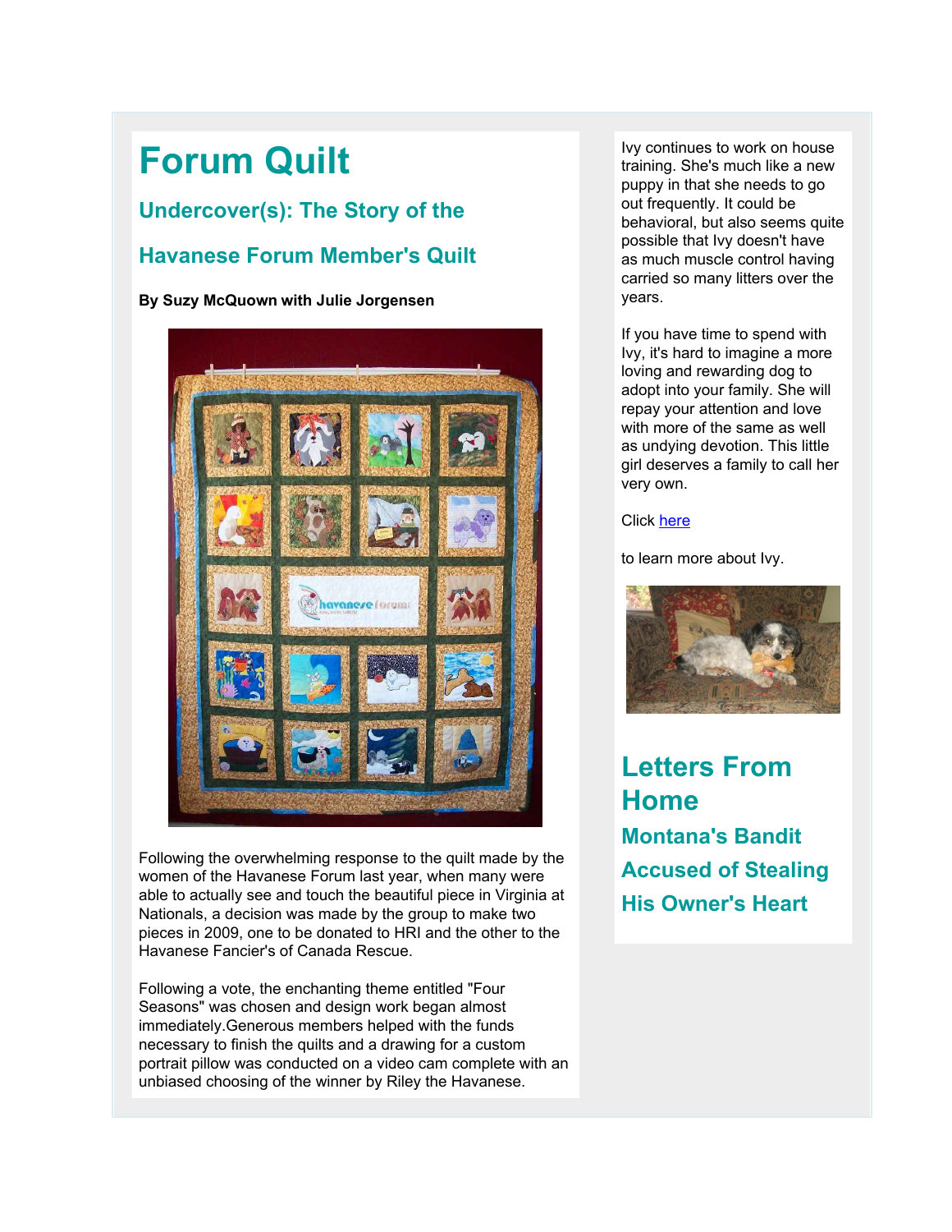# Forum Quilt

## Undercover(s): The Story of the Havanese Forum Member's Quilt

**By Suzy McQuown with Julie Jorgensen**

Following the overwhelming response to the quilt made by the women of the Havanese Forum last year, when many were able to actually see and touch the beautiful piece in Virginia at Nationals, a decision was made by the group to make two pieces in 2009, one to be donated to HRI and the other to the Havanese Fancier's of Canada Rescue.

Following a vote, the enchanting theme entitled "Four Seasons" was chosen and design work began almost immediately.Generous members helped with the funds necessary to finish the quilts and a drawing for a custom portrait pillow was conducted on a video cam complete with an unbiased choosing of the winner by Riley the Havanese.

Ivy continues to work on house training. She's much like a new puppy in that she needs to go out frequently. It could be behavioral, but also seems quite possible that Ivy doesn't have as much muscle control having carried so many litters over the years.

If you have time to spend with Ivy, it's hard to imagine a more loving and rewarding dog to adopt into your family. She will repay your attention and love with more of the same as well as undying devotion. This little girl deserves a family to call her very own.

Click here

to learn more about Ivy.

# Letters From Home

## Montana's Bandit Accused of Stealing His Owner's Heart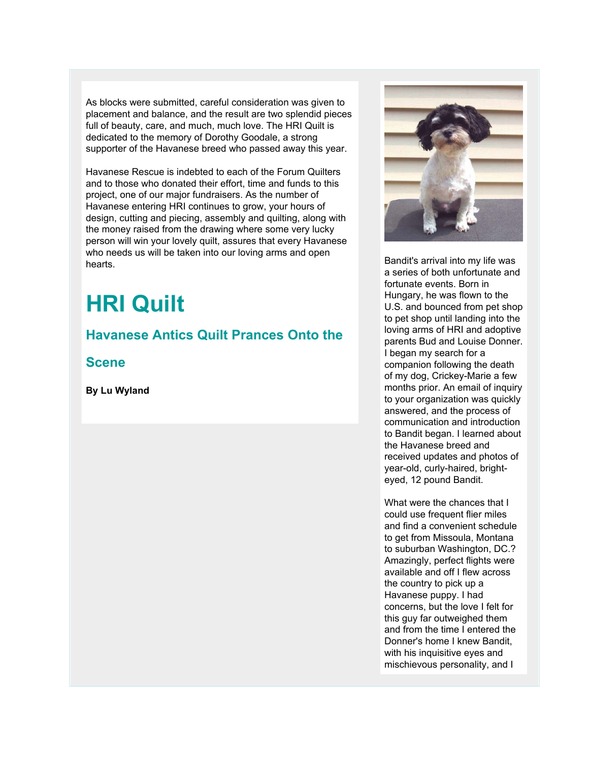As blocks were submitted, careful consideration was given to placement and balance, and the result are two splendid pieces full of beauty, care, and much, much love. The HRI Quilt is dedicated to the memory of Dorothy Goodale, a strong supporter of the Havanese breed who passed away this year.

Havanese Rescue is indebted to each of the Forum Quilters and to those who donated their effort, time and funds to this project, one of our major fundraisers. As the number of Havanese entering HRI continues to grow, your hours of design, cutting and piecing, assembly and quilting, along with the money raised from the drawing where some very lucky person will win your lovely quilt, assures that every Havanese who needs us will be taken into our loving arms and open hearts.

# HRI Quilt

## Havanese Antics Quilt Prances Onto the Scene

**By Lu Wyland**

Bandit's arrival into my life was a series of both unfortunate and fortunate events. Born in Hungary, he was flown to the U.S. and bounced from pet shop to pet shop until landing into the loving arms of HRI and adoptive parents Bud and Louise Donner. I began my search for a companion following the death of my dog, Crickey-Marie a few months prior. An email of inquiry to your organization was quickly answered, and the process of communication and introduction to Bandit began. I learned about the Havanese breed and received updates and photos of year-old, curly-haired, bright-eyed, 12 pound Bandit.

What were the chances that I could use frequent flier miles and find a convenient schedule to get from Missoula, Montana to suburban Washington, DC.? Amazingly, perfect flights were available and off I flew across the country to pick up a Havanese puppy. I had concerns, but the love I felt for this guy far outweighed them and from the time I entered the Donner's home I knew Bandit, with his inquisitive eyes and mischievous personality, and I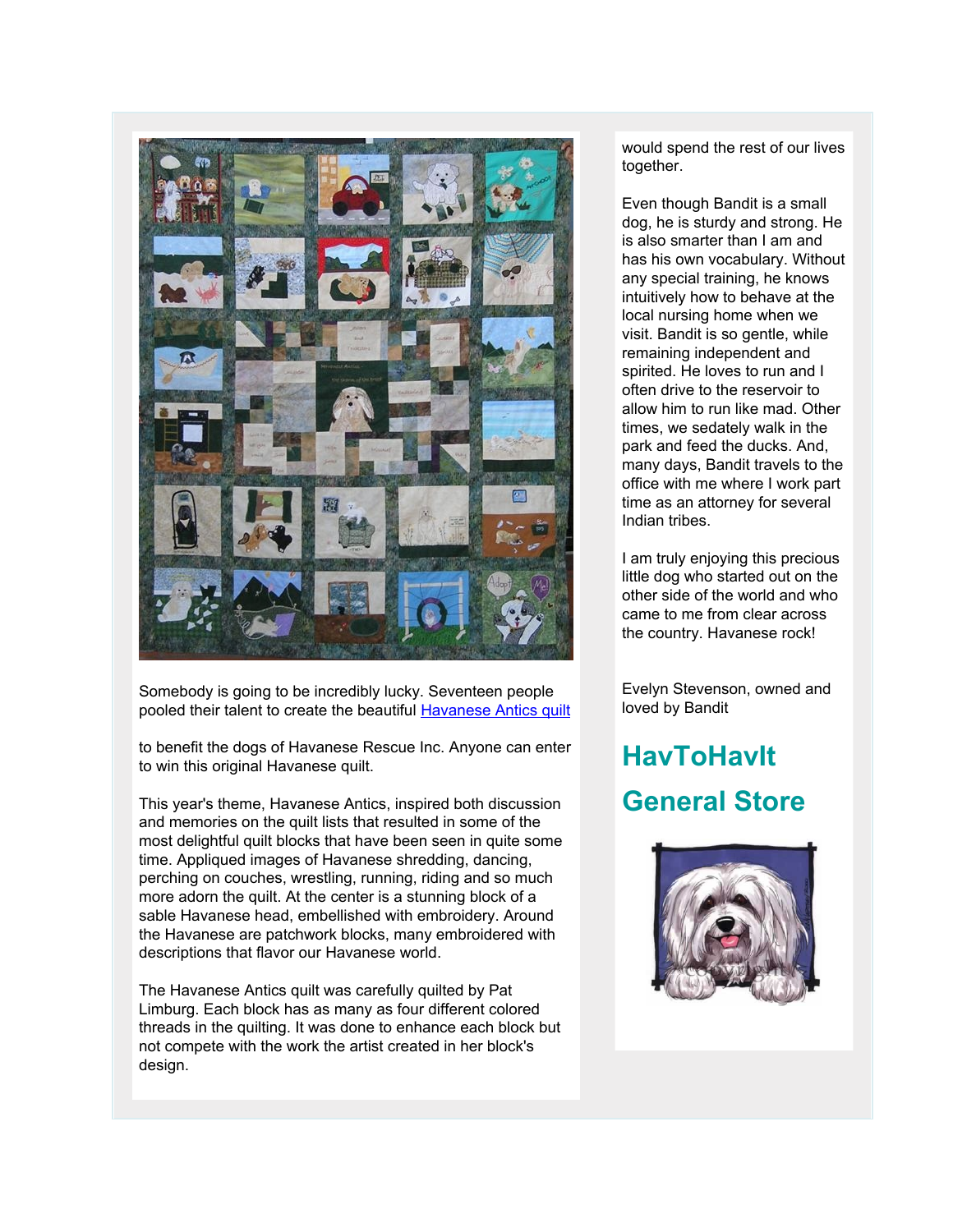Somebody is going to be incredibly lucky. Seventeen people pooled their talent to create the beautiful Havanese Antics quilt

to benefit the dogs of Havanese Rescue Inc. Anyone can enter to win this original Havanese quilt.

This year's theme, Havanese Antics, inspired both discussion and memories on the quilt lists that resulted in some of the most delightful quilt blocks that have been seen in quite some time. Appliqued images of Havanese shredding, dancing, perching on couches, wrestling, running, riding and so much more adorn the quilt. At the center is a stunning block of a sable Havanese head, embellished with embroidery. Around the Havanese are patchwork blocks, many embroidered with descriptions that flavor our Havanese world.

The Havanese Antics quilt was carefully quilted by Pat Limburg. Each block has as many as four different colored threads in the quilting. It was done to enhance each block but not compete with the work the artist created in her block's design.

would spend the rest of our lives together.

Even though Bandit is a small dog, he is sturdy and strong. He is also smarter than I am and has his own vocabulary. Without any special training, he knows intuitively how to behave at the local nursing home when we visit. Bandit is so gentle, while remaining independent and spirited. He loves to run and I often drive to the reservoir to allow him to run like mad. Other times, we sedately walk in the park and feed the ducks. And, many days, Bandit travels to the office with me where I work part time as an attorney for several Indian tribes.

I am truly enjoying this precious little dog who started out on the other side of the world and who came to me from clear across the country. Havanese rock!

Evelyn Stevenson, owned and loved by Bandit

## HavToHavIt General Store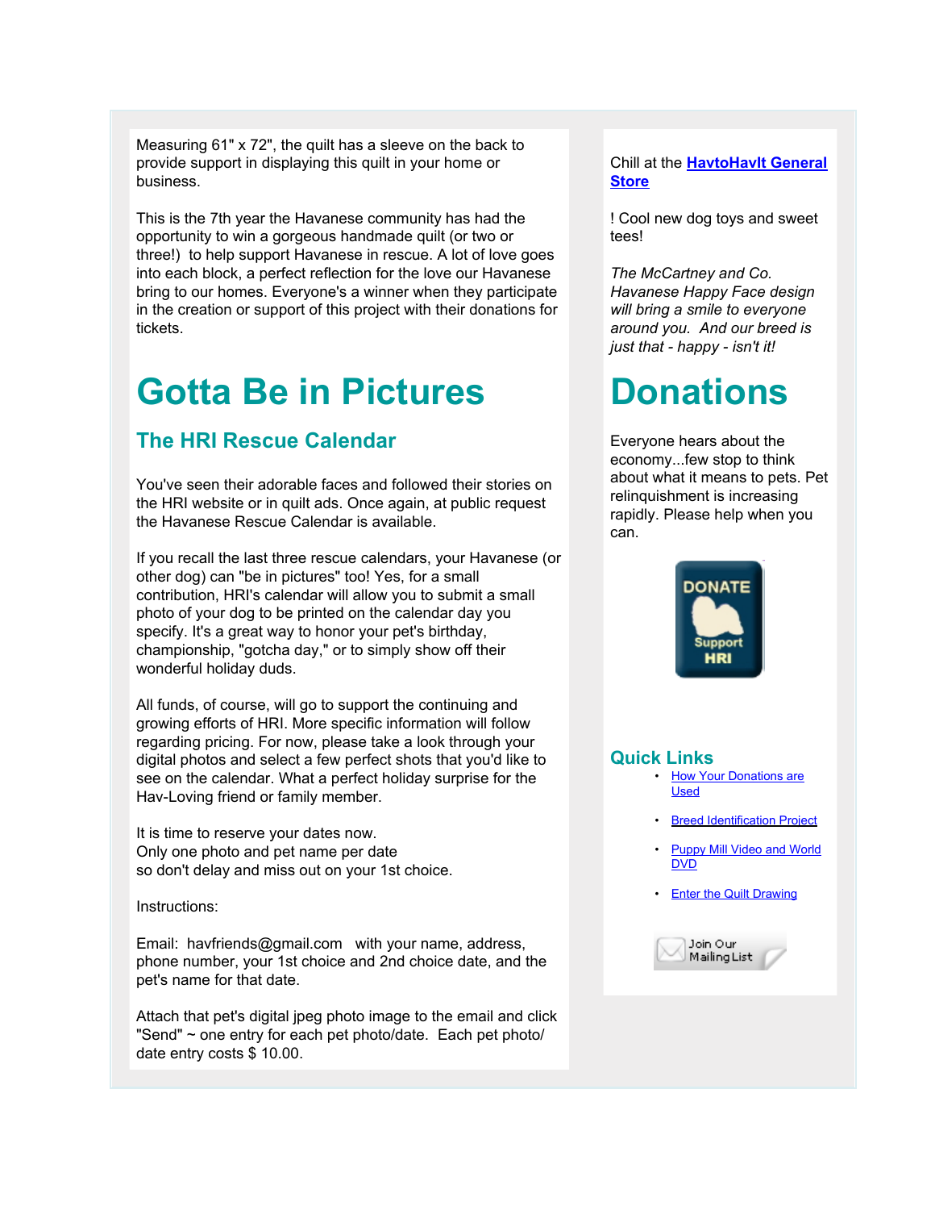Measuring 61" x 72", the quilt has a sleeve on the back to provide support in displaying this quilt in your home or business.

This is the 7th year the Havanese community has had the opportunity to win a gorgeous handmade quilt (or two or three!) to help support Havanese in rescue. A lot of love goes into each block, a perfect reflection for the love our Havanese bring to our homes. Everyone's a winner when they participate in the creation or support of this project with their donations for tickets.

# Gotta Be in Pictures

## The HRI Rescue Calendar

You've seen their adorable faces and followed their stories on the HRI website or in quilt ads. Once again, at public request the Havanese Rescue Calendar is available.

If you recall the last three rescue calendars, your Havanese (or other dog) can "be in pictures" too! Yes, for a small contribution, HRI's calendar will allow you to submit a small photo of your dog to be printed on the calendar day you specify. It's a great way to honor your pet's birthday, championship, "gotcha day," or to simply show off their wonderful holiday duds.

All funds, of course, will go to support the continuing and growing efforts of HRI. More specific information will follow regarding pricing. For now, please take a look through your digital photos and select a few perfect shots that you'd like to see on the calendar. What a perfect holiday surprise for the Hav-Loving friend or family member.

It is time to reserve your dates now.
Only one photo and pet name per date
so don't delay and miss out on your 1st choice.

Instructions:

Email: havfriends@gmail.com with your name, address, phone number, your 1st choice and 2nd choice date, and the pet's name for that date.

Attach that pet's digital jpeg photo image to the email and click "Send" ~ one entry for each pet photo/date. Each pet photo/ date entry costs $ 10.00.

Chill at the **HavtoHavIt General Store**

! Cool new dog toys and sweet tees!

*The McCartney and Co. Havanese Happy Face design will bring a smile to everyone around you. And our breed is just that - happy - isn't it!*

# Donations

Everyone hears about the economy...few stop to think about what it means to pets. Pet relinquishment is increasing rapidly. Please help when you can.

DONATE
Support HRI

## Quick Links

- How Your Donations are Used
- Breed Identification Project
- Puppy Mill Video and World DVD
- Enter the Quilt Drawing

Join Our Mailing List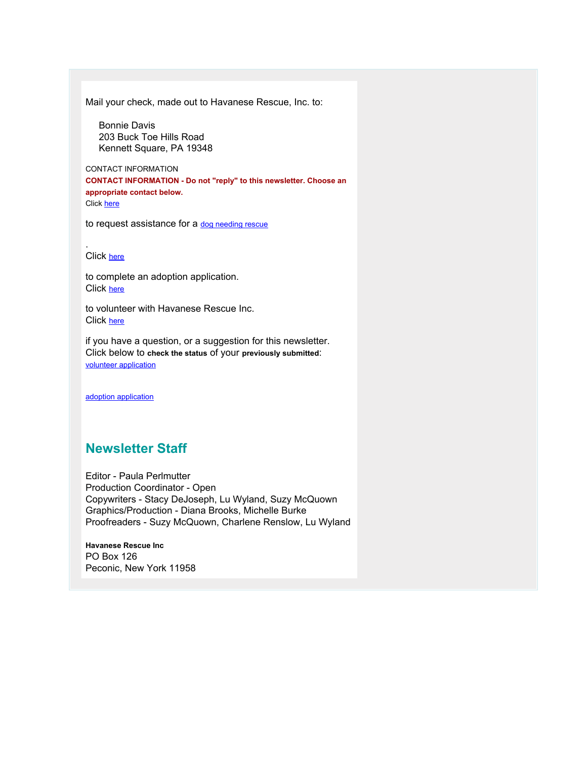Mail your check, made out to Havanese Rescue, Inc. to:

Bonnie Davis
203 Buck Toe Hills Road
Kennett Square, PA 19348

CONTACT INFORMATION

**CONTACT INFORMATION - Do not "reply" to this newsletter. Choose an appropriate contact below.**

Click here

to request assistance for a dog needing rescue

.

Click here

to complete an adoption application.

Click here

to volunteer with Havanese Rescue Inc.

Click here

if you have a question, or a suggestion for this newsletter.

Click below to **check the status** of your **previously submitted**:

volunteer application

adoption application

## Newsletter Staff

Editor - Paula Perlmutter
Production Coordinator - Open
Copywriters - Stacy DeJoseph, Lu Wyland, Suzy McQuown
Graphics/Production - Diana Brooks, Michelle Burke
Proofreaders - Suzy McQuown, Charlene Renslow, Lu Wyland

**Havanese Rescue Inc**
PO Box 126
Peconic, New York 11958